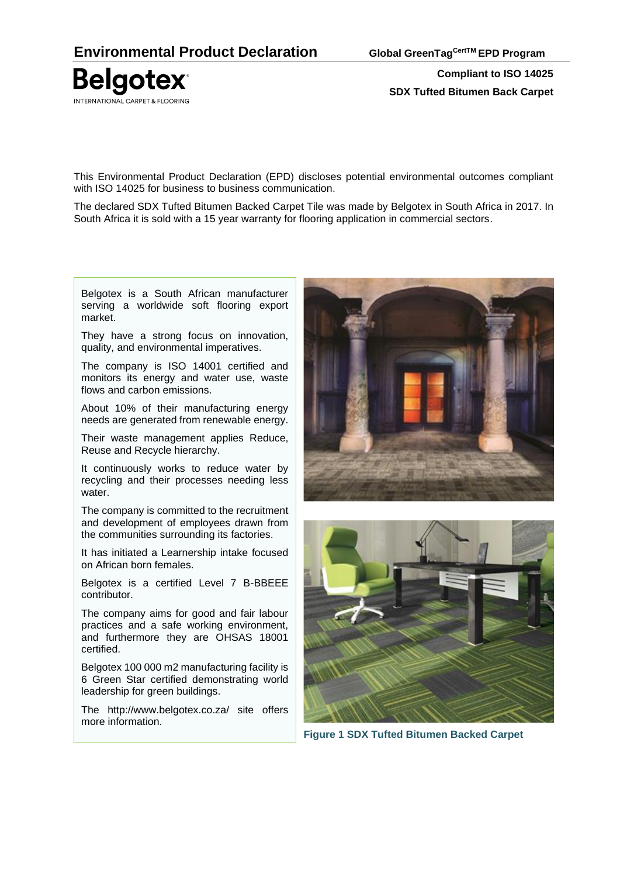# Environmental Product Declaration

**Global GreenTag[CertTM] EPD Program**

**Compliant to ISO 14025**

**SDX Tufted Bitumen Back Carpet**

This Environmental Product Declaration (EPD) discloses potential environmental outcomes compliant with ISO 14025 for business to business communication.

The declared SDX Tufted Bitumen Backed Carpet Tile was made by Belgotex in South Africa in 2017. In South Africa it is sold with a 15 year warranty for flooring application in commercial sectors.

Belgotex is a South African manufacturer serving a worldwide soft flooring export market.

They have a strong focus on innovation, quality, and environmental imperatives.

The company is ISO 14001 certified and monitors its energy and water use, waste flows and carbon emissions.

About 10% of their manufacturing energy needs are generated from renewable energy.

Their waste management applies Reduce, Reuse and Recycle hierarchy.

It continuously works to reduce water by recycling and their processes needing less water.

The company is committed to the recruitment and development of employees drawn from the communities surrounding its factories.

It has initiated a Learnership intake focused on African born females.

Belgotex is a certified Level 7 B-BBEEE contributor.

The company aims for good and fair labour practices and a safe working environment, and furthermore they are OHSAS 18001 certified.

Belgotex 100 000 m2 manufacturing facility is 6 Green Star certified demonstrating world leadership for green buildings.

The http://www.belgotex.co.za/ site offers more information.

**Figure 1 SDX Tufted Bitumen Backed Carpet**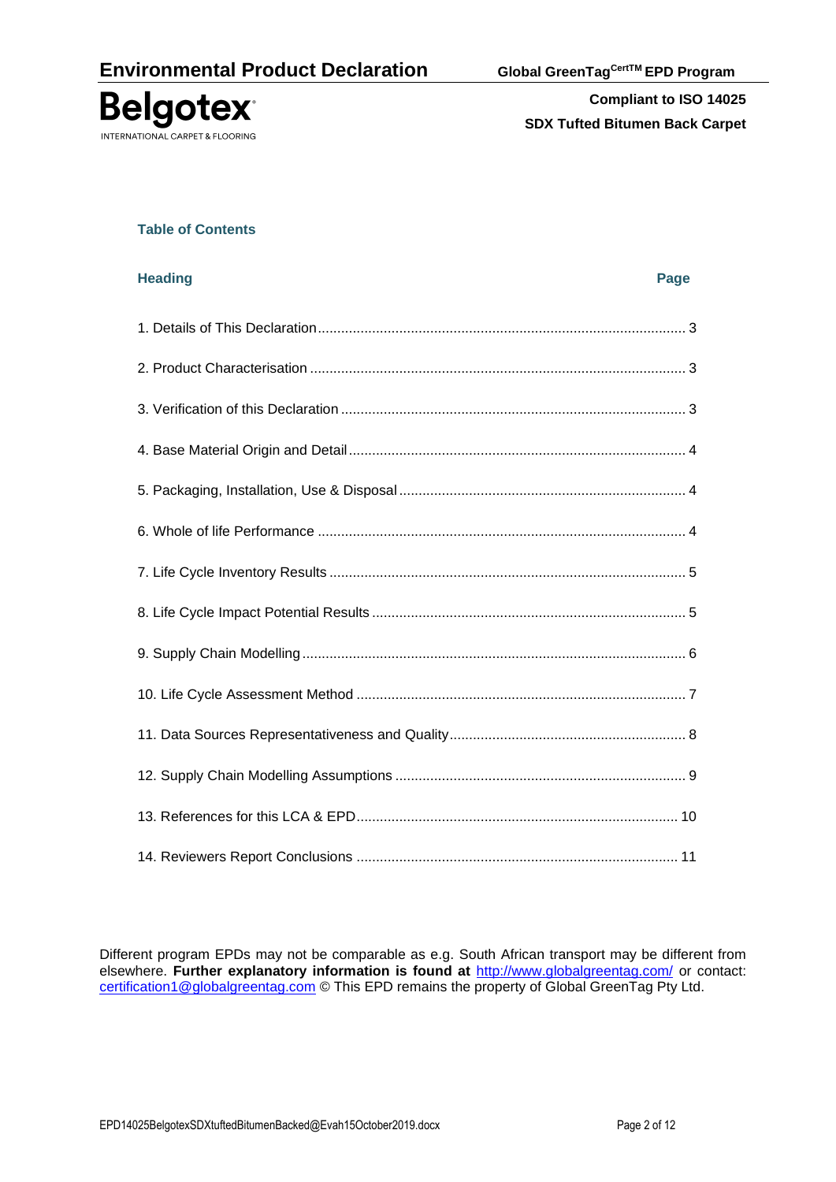### Table of Contents

| Heading | Page |
|---|---|
| 1. Details of This Declaration | 3 |
| 2. Product Characterisation | 3 |
| 3. Verification of this Declaration | 3 |
| 4. Base Material Origin and Detail | 4 |
| 5. Packaging, Installation, Use & Disposal | 4 |
| 6. Whole of life Performance | 4 |
| 7. Life Cycle Inventory Results | 5 |
| 8. Life Cycle Impact Potential Results | 5 |
| 9. Supply Chain Modelling | 6 |
| 10. Life Cycle Assessment Method | 7 |
| 11. Data Sources Representativeness and Quality | 8 |
| 12. Supply Chain Modelling Assumptions | 9 |
| 13. References for this LCA & EPD | 10 |
| 14. Reviewers Report Conclusions | 11 |

Different program EPDs may not be comparable as e.g. South African transport may be different from elsewhere. **Further explanatory information is found at** http://www.globalgreentag.com/ or contact: certification1@globalgreentag.com © This EPD remains the property of Global GreenTag Pty Ltd.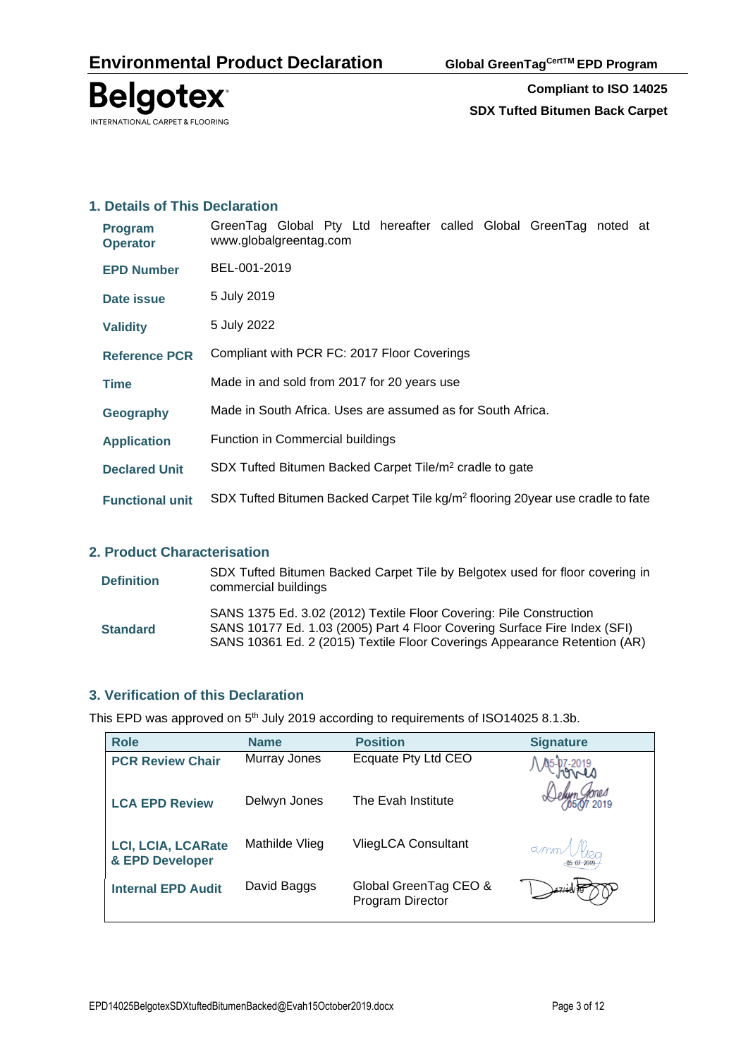## 1. Details of This Declaration

| | |
|---|---|
| **Program Operator** | GreenTag Global Pty Ltd hereafter called Global GreenTag noted at www.globalgreentag.com |
| **EPD Number** | BEL-001-2019 |
| **Date issue** | 5 July 2019 |
| **Validity** | 5 July 2022 |
| **Reference PCR** | Compliant with PCR FC: 2017 Floor Coverings |
| **Time** | Made in and sold from 2017 for 20 years use |
| **Geography** | Made in South Africa. Uses are assumed as for South Africa. |
| **Application** | Function in Commercial buildings |
| **Declared Unit** | SDX Tufted Bitumen Backed Carpet Tile/m² cradle to gate |
| **Functional unit** | SDX Tufted Bitumen Backed Carpet Tile kg/m² flooring 20year use cradle to fate |

## 2. Product Characterisation

| | |
|---|---|
| **Definition** | SDX Tufted Bitumen Backed Carpet Tile by Belgotex used for floor covering in commercial buildings |
| **Standard** | SANS 1375 Ed. 3.02 (2012) Textile Floor Covering: Pile Construction<br>SANS 10177 Ed. 1.03 (2005) Part 4 Floor Covering Surface Fire Index (SFI)<br>SANS 10361 Ed. 2 (2015) Textile Floor Coverings Appearance Retention (AR) |

## 3. Verification of this Declaration

This EPD was approved on 5th July 2019 according to requirements of ISO14025 8.1.3b.

| Role | Name | Position | Signature |
|---|---|---|---|
| **PCR Review Chair** | Murray Jones | Ecquate Pty Ltd CEO | 05-07-2019 |
| **LCA EPD Review** | Delwyn Jones | The Evah Institute | 05/07 2019 |
| **LCI, LCIA, LCARate & EPD Developer** | Mathilde Vlieg | VliegLCA Consultant | 05-07-2019 |
| **Internal EPD Audit** | David Baggs | Global GreenTag CEO & Program Director | |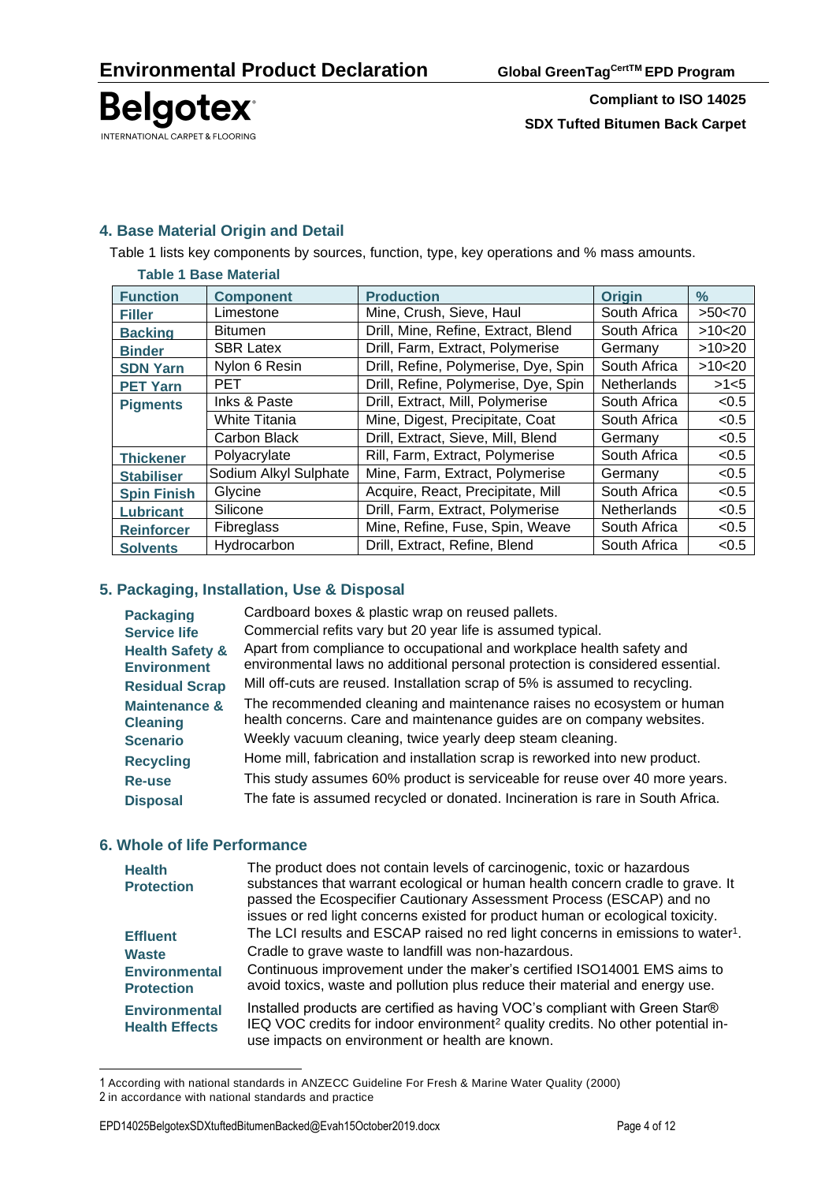## 4. Base Material Origin and Detail

Table 1 lists key components by sources, function, type, key operations and % mass amounts.

**Table 1 Base Material**

| Function | Component | Production | Origin | % |
|---|---|---|---|---|
| Filler | Limestone | Mine, Crush, Sieve, Haul | South Africa | >50<70 |
| Backing | Bitumen | Drill, Mine, Refine, Extract, Blend | South Africa | >10<20 |
| Binder | SBR Latex | Drill, Farm, Extract, Polymerise | Germany | >10>20 |
| SDN Yarn | Nylon 6 Resin | Drill, Refine, Polymerise, Dye, Spin | South Africa | >10<20 |
| PET Yarn | PET | Drill, Refine, Polymerise, Dye, Spin | Netherlands | >1<5 |
| Pigments | Inks & Paste | Drill, Extract, Mill, Polymerise | South Africa | <0.5 |
| | White Titania | Mine, Digest, Precipitate, Coat | South Africa | <0.5 |
| | Carbon Black | Drill, Extract, Sieve, Mill, Blend | Germany | <0.5 |
| Thickener | Polyacrylate | Rill, Farm, Extract, Polymerise | South Africa | <0.5 |
| Stabiliser | Sodium Alkyl Sulphate | Mine, Farm, Extract, Polymerise | Germany | <0.5 |
| Spin Finish | Glycine | Acquire, React, Precipitate, Mill | South Africa | <0.5 |
| Lubricant | Silicone | Drill, Farm, Extract, Polymerise | Netherlands | <0.5 |
| Reinforcer | Fibreglass | Mine, Refine, Fuse, Spin, Weave | South Africa | <0.5 |
| Solvents | Hydrocarbon | Drill, Extract, Refine, Blend | South Africa | <0.5 |

## 5. Packaging, Installation, Use & Disposal

| | |
|---|---|
| **Packaging** | Cardboard boxes & plastic wrap on reused pallets. |
| **Service life** | Commercial refits vary but 20 year life is assumed typical. |
| **Health Safety & Environment** | Apart from compliance to occupational and workplace health safety and environmental laws no additional personal protection is considered essential. |
| **Residual Scrap** | Mill off-cuts are reused. Installation scrap of 5% is assumed to recycling. |
| **Maintenance & Cleaning** | The recommended cleaning and maintenance raises no ecosystem or human health concerns. Care and maintenance guides are on company websites. |
| **Scenario** | Weekly vacuum cleaning, twice yearly deep steam cleaning. |
| **Recycling** | Home mill, fabrication and installation scrap is reworked into new product. |
| **Re-use** | This study assumes 60% product is serviceable for reuse over 40 more years. |
| **Disposal** | The fate is assumed recycled or donated. Incineration is rare in South Africa. |

## 6. Whole of life Performance

| | |
|---|---|
| **Health Protection** | The product does not contain levels of carcinogenic, toxic or hazardous substances that warrant ecological or human health concern cradle to grave. It passed the Ecospecifier Cautionary Assessment Process (ESCAP) and no issues or red light concerns existed for product human or ecological toxicity. |
| **Effluent** | The LCI results and ESCAP raised no red light concerns in emissions to water[1]. |
| **Waste** | Cradle to grave waste to landfill was non-hazardous. |
| **Environmental Protection** | Continuous improvement under the maker's certified ISO14001 EMS aims to avoid toxics, waste and pollution plus reduce their material and energy use. |
| **Environmental Health Effects** | Installed products are certified as having VOC's compliant with Green Star® IEQ VOC credits for indoor environment[2] quality credits. No other potential in-use impacts on environment or health are known. |

1 According with national standards in ANZECC Guideline For Fresh & Marine Water Quality (2000)
2 in accordance with national standards and practice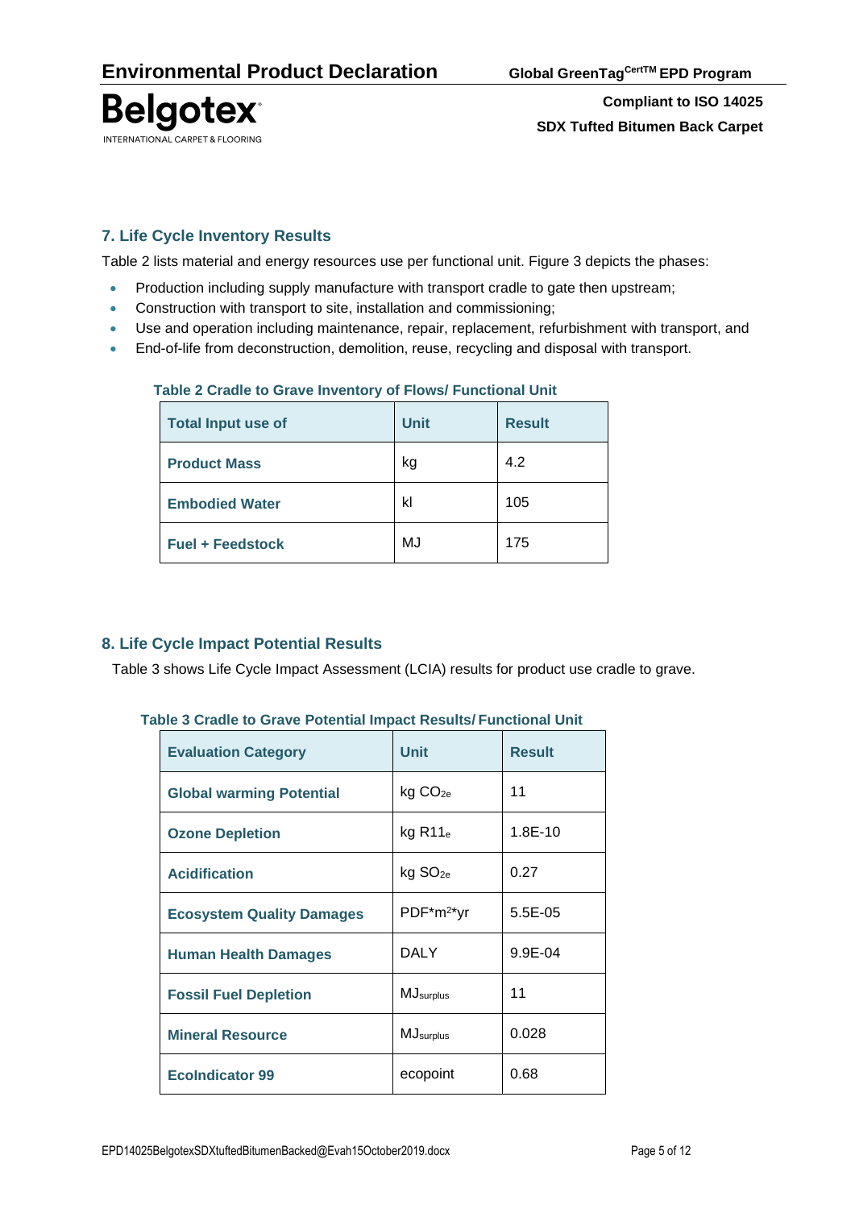## 7. Life Cycle Inventory Results

Table 2 lists material and energy resources use per functional unit. Figure 3 depicts the phases:

- Production including supply manufacture with transport cradle to gate then upstream;
- Construction with transport to site, installation and commissioning;
- Use and operation including maintenance, repair, replacement, refurbishment with transport, and
- End-of-life from deconstruction, demolition, reuse, recycling and disposal with transport.

**Table 2 Cradle to Grave Inventory of Flows/ Functional Unit**

| Total Input use of | Unit | Result |
|---|---|---|
| **Product Mass** | kg | 4.2 |
| **Embodied Water** | kl | 105 |
| **Fuel + Feedstock** | MJ | 175 |

## 8. Life Cycle Impact Potential Results

Table 3 shows Life Cycle Impact Assessment (LCIA) results for product use cradle to grave.

**Table 3 Cradle to Grave Potential Impact Results/ Functional Unit**

| Evaluation Category | Unit | Result |
|---|---|---|
| **Global warming Potential** | kg $CO_{2e}$ | 11 |
| **Ozone Depletion** | kg $R11_e$ | 1.8E-10 |
| **Acidification** | kg $SO_{2e}$ | 0.27 |
| **Ecosystem Quality Damages** | PDF*$m^2$*yr | 5.5E-05 |
| **Human Health Damages** | DALY | 9.9E-04 |
| **Fossil Fuel Depletion** | $MJ_{surplus}$ | 11 |
| **Mineral Resource** | $MJ_{surplus}$ | 0.028 |
| **EcoIndicator 99** | ecopoint | 0.68 |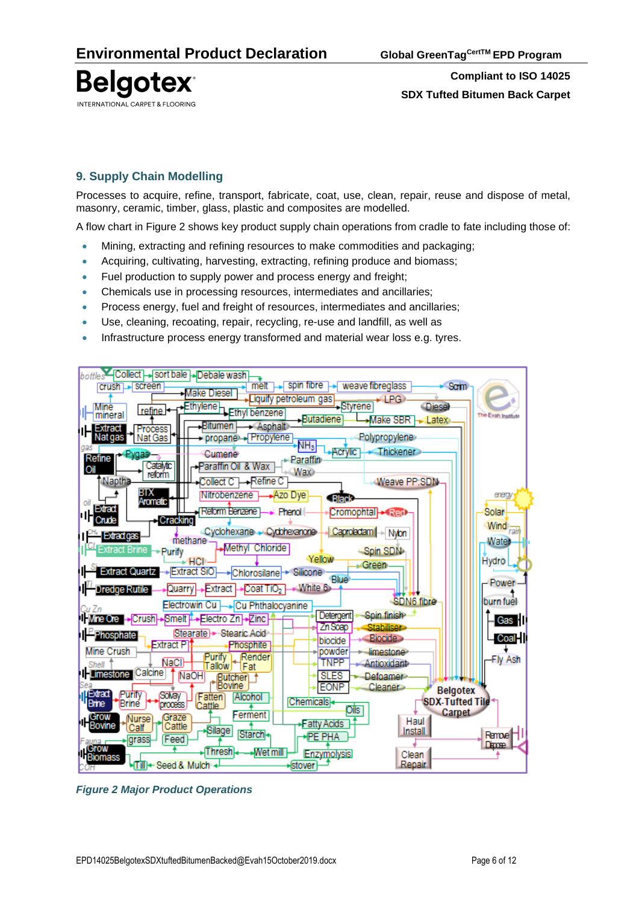## 9. Supply Chain Modelling

Processes to acquire, refine, transport, fabricate, coat, use, clean, repair, reuse and dispose of metal, masonry, ceramic, timber, glass, plastic and composites are modelled.

A flow chart in Figure 2 shows key product supply chain operations from cradle to fate including those of:

- Mining, extracting and refining resources to make commodities and packaging;
- Acquiring, cultivating, harvesting, extracting, refining produce and biomass;
- Fuel production to supply power and process energy and freight;
- Chemicals use in processing resources, intermediates and ancillaries;
- Process energy, fuel and freight of resources, intermediates and ancillaries;
- Use, cleaning, recoating, repair, recycling, re-use and landfill, as well as
- Infrastructure process energy transformed and material wear loss e.g. tyres.

*Figure 2 Major Product Operations*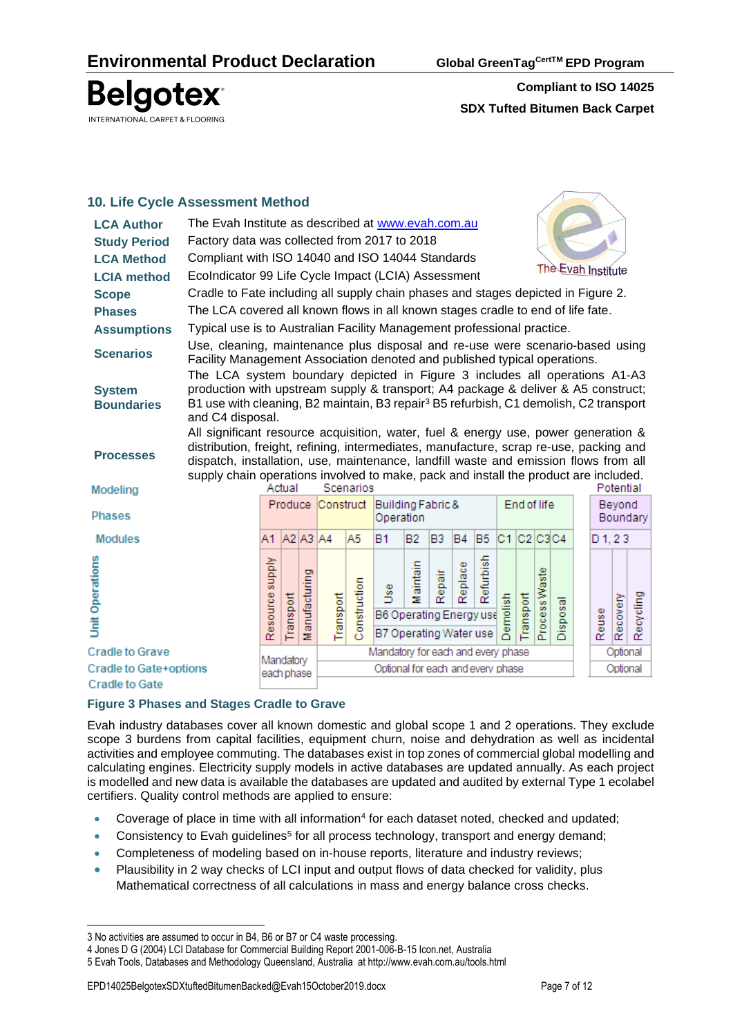## 10. Life Cycle Assessment Method

| | |
|---|---|
| **LCA Author** | The Evah Institute as described at www.evah.com.au |
| **Study Period** | Factory data was collected from 2017 to 2018 |
| **LCA Method** | Compliant with ISO 14040 and ISO 14044 Standards |
| **LCIA method** | EcoIndicator 99 Life Cycle Impact (LCIA) Assessment |
| **Scope** | Cradle to Fate including all supply chain phases and stages depicted in Figure 2. |
| **Phases** | The LCA covered all known flows in all known stages cradle to end of life fate. |
| **Assumptions** | Typical use is to Australian Facility Management professional practice. |
| **Scenarios** | Use, cleaning, maintenance plus disposal and re-use were scenario-based using Facility Management Association denoted and published typical operations. |
| **System Boundaries** | The LCA system boundary depicted in Figure 3 includes all operations A1-A3 production with upstream supply & transport; A4 package & deliver & A5 construct; B1 use with cleaning, B2 maintain, B3 repair[3] B5 refurbish, C1 demolish, C2 transport and C4 disposal. |
| **Processes** | All significant resource acquisition, water, fuel & energy use, power generation & distribution, freight, refining, intermediates, manufacture, scrap re-use, packing and dispatch, installation, use, maintenance, landfill waste and emission flows from all supply chain operations involved to make, pack and install the product are included. |

| Modeling | Actual | | | Scenarios | | | | | | | | | | | | Potential | | |
|---|---|---|---|---|---|---|---|---|---|---|---|---|---|---|---|---|---|---|
| Phases | Produce | | | Construct | | Building Fabric & Operation | | | | | End of life | | | | | Beyond Boundary | | |
| Modules | A1 | A2 | A3 | A4 | A5 | B1 | B2 | B3 | B4 | B5 | C1 | C2 | C3 | C4 | | D 1, 2 3 | | |
| Unit Operations | Resource supply | Transport | Manufacturing | Transport | Construction | Use | Maintain | Repair | Replace | Refurbish | Demolish | Transport | Process Waste | Disposal | | Reuse | Recovery | Recycling |
| | | | | | | B6 Operating Energy use | | | | | | | | | | | | |
| | | | | | | B7 Operating Water use | | | | | | | | | | | | |
| Cradle to Grave | Mandatory each phase | | | Mandatory for each and every phase | | | | | | | | | | | | Optional | | |
| Cradle to Gate+options | | | | Optional for each and every phase | | | | | | | | | | | | Optional | | |
| Cradle to Gate | | | | | | | | | | | | | | | | | | |

**Figure 3 Phases and Stages Cradle to Grave**

Evah industry databases cover all known domestic and global scope 1 and 2 operations. They exclude scope 3 burdens from capital facilities, equipment churn, noise and dehydration as well as incidental activities and employee commuting. The databases exist in top zones of commercial global modelling and calculating engines. Electricity supply models in active databases are updated annually. As each project is modelled and new data is available the databases are updated and audited by external Type 1 ecolabel certifiers. Quality control methods are applied to ensure:

- Coverage of place in time with all information[4] for each dataset noted, checked and updated;
- Consistency to Evah guidelines[5] for all process technology, transport and energy demand;
- Completeness of modeling based on in-house reports, literature and industry reviews;
- Plausibility in 2 way checks of LCI input and output flows of data checked for validity, plus Mathematical correctness of all calculations in mass and energy balance cross checks.

---

3 No activities are assumed to occur in B4, B6 or B7 or C4 waste processing.
4 Jones D G (2004) LCI Database for Commercial Building Report 2001-006-B-15 Icon.net, Australia
5 Evah Tools, Databases and Methodology Queensland, Australia at http://www.evah.com.au/tools.html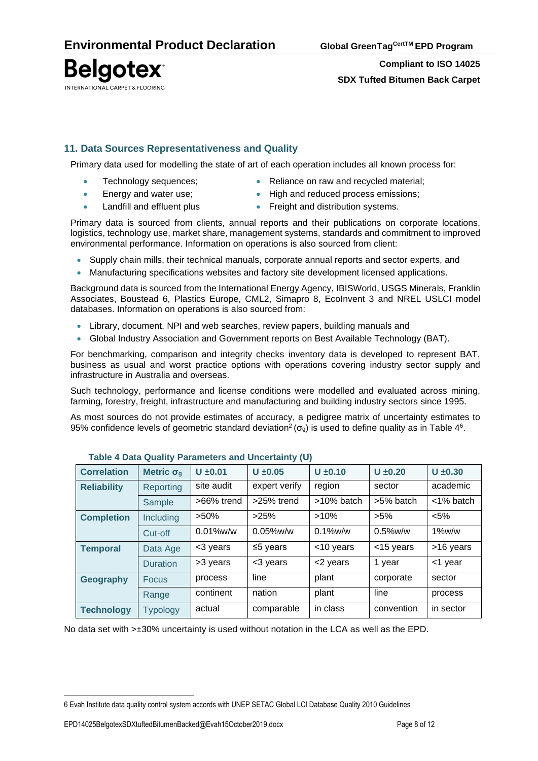## 11. Data Sources Representativeness and Quality

Primary data used for modelling the state of art of each operation includes all known process for:

- Technology sequences;
- Energy and water use;
- Landfill and effluent plus
- Reliance on raw and recycled material;
- High and reduced process emissions;
- Freight and distribution systems.

Primary data is sourced from clients, annual reports and their publications on corporate locations, logistics, technology use, market share, management systems, standards and commitment to improved environmental performance. Information on operations is also sourced from client:

- Supply chain mills, their technical manuals, corporate annual reports and sector experts, and
- Manufacturing specifications websites and factory site development licensed applications.

Background data is sourced from the International Energy Agency, IBISWorld, USGS Minerals, Franklin Associates, Boustead 6, Plastics Europe, CML2, Simapro 8, EcoInvent 3 and NREL USLCI model databases. Information on operations is also sourced from:

- Library, document, NPI and web searches, review papers, building manuals and
- Global Industry Association and Government reports on Best Available Technology (BAT).

For benchmarking, comparison and integrity checks inventory data is developed to represent BAT, business as usual and worst practice options with operations covering industry sector supply and infrastructure in Australia and overseas.

Such technology, performance and license conditions were modelled and evaluated across mining, farming, forestry, freight, infrastructure and manufacturing and building industry sectors since 1995.

As most sources do not provide estimates of accuracy, a pedigree matrix of uncertainty estimates to 95% confidence levels of geometric standard deviation[2] ($\sigma_g$) is used to define quality as in Table 4[6].

**Table 4 Data Quality Parameters and Uncertainty (U)**

| Correlation | Metric $\sigma_g$ | U ±0.01 | U ±0.05 | U ±0.10 | U ±0.20 | U ±0.30 |
|---|---|---|---|---|---|---|
| Reliability | Reporting | site audit | expert verify | region | sector | academic |
| | Sample | >66% trend | >25% trend | >10% batch | >5% batch | <1% batch |
| Completion | Including | >50% | >25% | >10% | >5% | <5% |
| | Cut-off | 0.01%w/w | 0.05%w/w | 0.1%w/w | 0.5%w/w | 1%w/w |
| Temporal | Data Age | <3 years | ≤5 years | <10 years | <15 years | >16 years |
| | Duration | >3 years | <3 years | <2 years | 1 year | <1 year |
| Geography | Focus | process | line | plant | corporate | sector |
| | Range | continent | nation | plant | line | process |
| Technology | Typology | actual | comparable | in class | convention | in sector |

No data set with >±30% uncertainty is used without notation in the LCA as well as the EPD.

6 Evah Institute data quality control system accords with UNEP SETAC Global LCI Database Quality 2010 Guidelines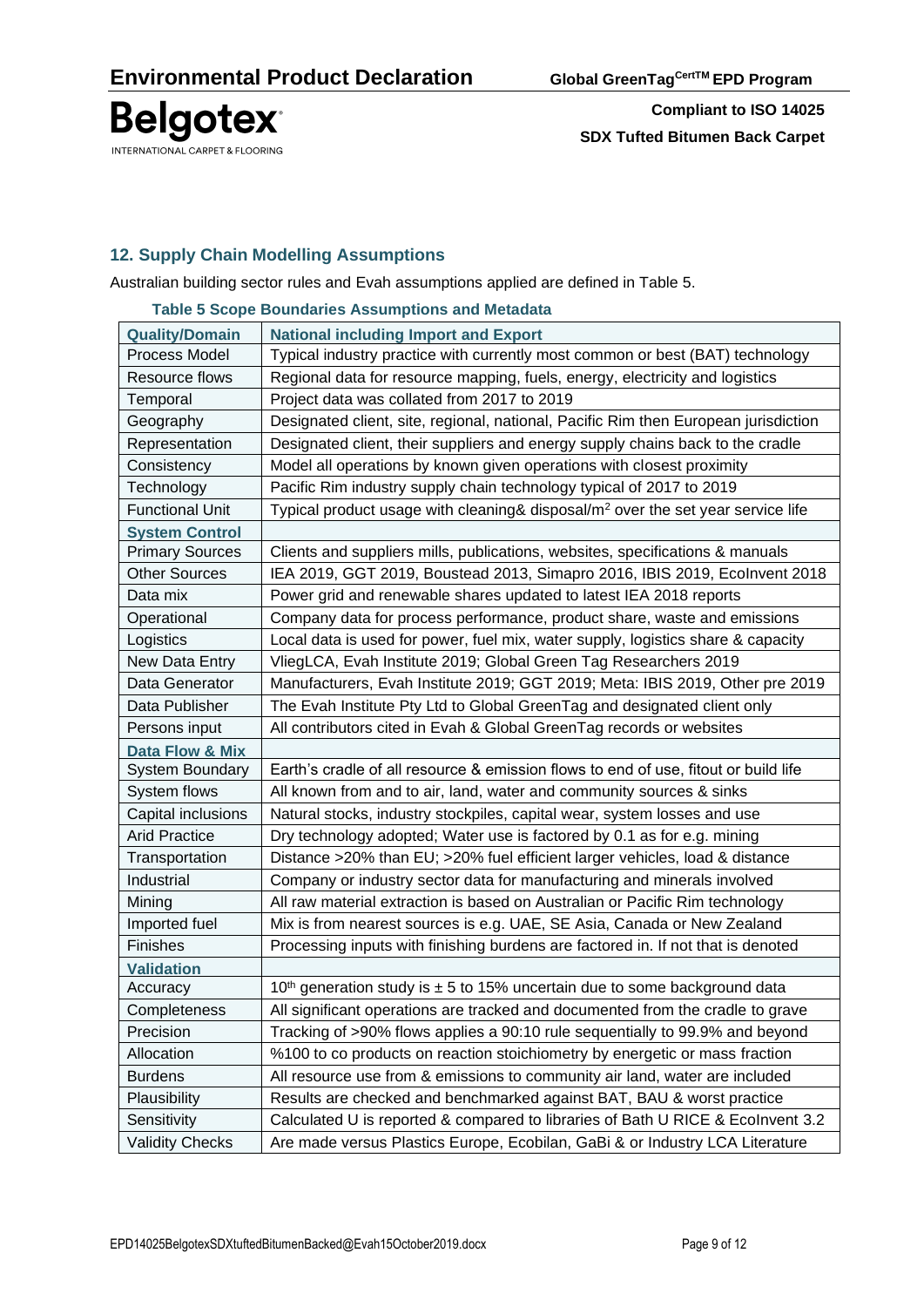## 12. Supply Chain Modelling Assumptions

Australian building sector rules and Evah assumptions applied are defined in Table 5.

**Table 5 Scope Boundaries Assumptions and Metadata**

| **Quality/Domain** | **National including Import and Export** |
|---|---|
| Process Model | Typical industry practice with currently most common or best (BAT) technology |
| Resource flows | Regional data for resource mapping, fuels, energy, electricity and logistics |
| Temporal | Project data was collated from 2017 to 2019 |
| Geography | Designated client, site, regional, national, Pacific Rim then European jurisdiction |
| Representation | Designated client, their suppliers and energy supply chains back to the cradle |
| Consistency | Model all operations by known given operations with closest proximity |
| Technology | Pacific Rim industry supply chain technology typical of 2017 to 2019 |
| Functional Unit | Typical product usage with cleaning& disposal/m$^2$ over the set year service life |
| **System Control** | |
| Primary Sources | Clients and suppliers mills, publications, websites, specifications & manuals |
| Other Sources | IEA 2019, GGT 2019, Boustead 2013, Simapro 2016, IBIS 2019, EcoInvent 2018 |
| Data mix | Power grid and renewable shares updated to latest IEA 2018 reports |
| Operational | Company data for process performance, product share, waste and emissions |
| Logistics | Local data is used for power, fuel mix, water supply, logistics share & capacity |
| New Data Entry | VliegLCA, Evah Institute 2019; Global Green Tag Researchers 2019 |
| Data Generator | Manufacturers, Evah Institute 2019; GGT 2019; Meta: IBIS 2019, Other pre 2019 |
| Data Publisher | The Evah Institute Pty Ltd to Global GreenTag and designated client only |
| Persons input | All contributors cited in Evah & Global GreenTag records or websites |
| **Data Flow & Mix** | |
| System Boundary | Earth's cradle of all resource & emission flows to end of use, fitout or build life |
| System flows | All known from and to air, land, water and community sources & sinks |
| Capital inclusions | Natural stocks, industry stockpiles, capital wear, system losses and use |
| Arid Practice | Dry technology adopted; Water use is factored by 0.1 as for e.g. mining |
| Transportation | Distance >20% than EU; >20% fuel efficient larger vehicles, load & distance |
| Industrial | Company or industry sector data for manufacturing and minerals involved |
| Mining | All raw material extraction is based on Australian or Pacific Rim technology |
| Imported fuel | Mix is from nearest sources is e.g. UAE, SE Asia, Canada or New Zealand |
| Finishes | Processing inputs with finishing burdens are factored in. If not that is denoted |
| **Validation** | |
| Accuracy | 10$^{th}$ generation study is ± 5 to 15% uncertain due to some background data |
| Completeness | All significant operations are tracked and documented from the cradle to grave |
| Precision | Tracking of >90% flows applies a 90:10 rule sequentially to 99.9% and beyond |
| Allocation | %100 to co products on reaction stoichiometry by energetic or mass fraction |
| Burdens | All resource use from & emissions to community air land, water are included |
| Plausibility | Results are checked and benchmarked against BAT, BAU & worst practice |
| Sensitivity | Calculated U is reported & compared to libraries of Bath U RICE & EcoInvent 3.2 |
| Validity Checks | Are made versus Plastics Europe, Ecobilan, GaBi & or Industry LCA Literature |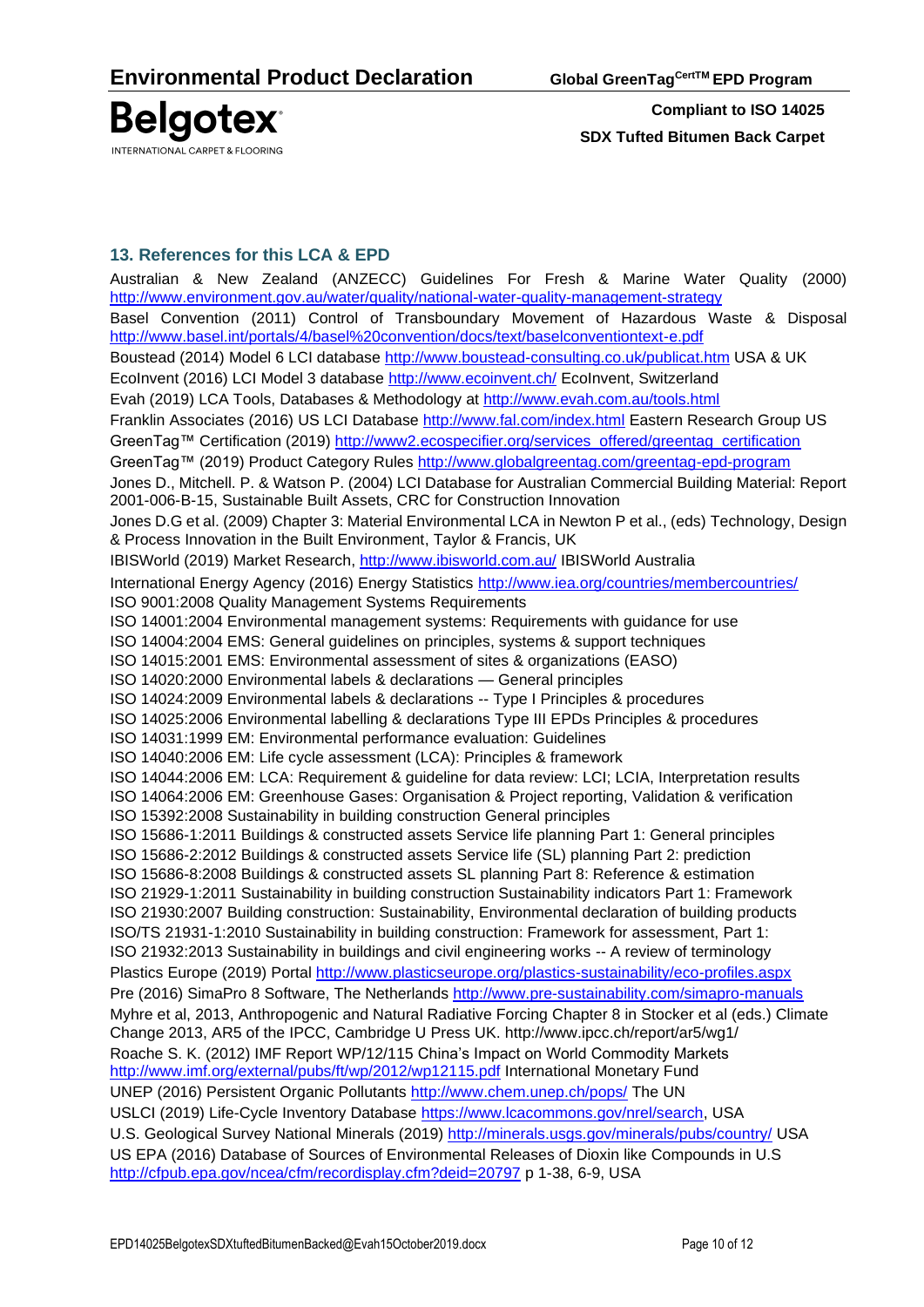## 13. References for this LCA & EPD

Australian & New Zealand (ANZECC) Guidelines For Fresh & Marine Water Quality (2000) http://www.environment.gov.au/water/quality/national-water-quality-management-strategy

Basel Convention (2011) Control of Transboundary Movement of Hazardous Waste & Disposal http://www.basel.int/portals/4/basel%20convention/docs/text/baselconventiontext-e.pdf

Boustead (2014) Model 6 LCI database http://www.boustead-consulting.co.uk/publicat.htm USA & UK

EcoInvent (2016) LCI Model 3 database http://www.ecoinvent.ch/ EcoInvent, Switzerland

Evah (2019) LCA Tools, Databases & Methodology at http://www.evah.com.au/tools.html

Franklin Associates (2016) US LCI Database http://www.fal.com/index.html Eastern Research Group US

GreenTag™ Certification (2019) http://www2.ecospecifier.org/services_offered/greentag_certification

GreenTag™ (2019) Product Category Rules http://www.globalgreentag.com/greentag-epd-program

Jones D., Mitchell. P. & Watson P. (2004) LCI Database for Australian Commercial Building Material: Report 2001-006-B-15, Sustainable Built Assets, CRC for Construction Innovation

Jones D.G et al. (2009) Chapter 3: Material Environmental LCA in Newton P et al., (eds) Technology, Design & Process Innovation in the Built Environment, Taylor & Francis, UK

IBISWorld (2019) Market Research, http://www.ibisworld.com.au/ IBISWorld Australia

International Energy Agency (2016) Energy Statistics http://www.iea.org/countries/membercountries/

ISO 9001:2008 Quality Management Systems Requirements

ISO 14001:2004 Environmental management systems: Requirements with guidance for use

ISO 14004:2004 EMS: General guidelines on principles, systems & support techniques

ISO 14015:2001 EMS: Environmental assessment of sites & organizations (EASO)

ISO 14020:2000 Environmental labels & declarations — General principles

ISO 14024:2009 Environmental labels & declarations -- Type I Principles & procedures

ISO 14025:2006 Environmental labelling & declarations Type III EPDs Principles & procedures

ISO 14031:1999 EM: Environmental performance evaluation: Guidelines

ISO 14040:2006 EM: Life cycle assessment (LCA): Principles & framework

ISO 14044:2006 EM: LCA: Requirement & guideline for data review: LCI; LCIA, Interpretation results

ISO 14064:2006 EM: Greenhouse Gases: Organisation & Project reporting, Validation & verification

ISO 15392:2008 Sustainability in building construction General principles

ISO 15686-1:2011 Buildings & constructed assets Service life planning Part 1: General principles

ISO 15686-2:2012 Buildings & constructed assets Service life (SL) planning Part 2: prediction

ISO 15686-8:2008 Buildings & constructed assets SL planning Part 8: Reference & estimation

ISO 21929-1:2011 Sustainability in building construction Sustainability indicators Part 1: Framework

ISO 21930:2007 Building construction: Sustainability, Environmental declaration of building products

ISO/TS 21931-1:2010 Sustainability in building construction: Framework for assessment, Part 1:

ISO 21932:2013 Sustainability in buildings and civil engineering works -- A review of terminology

Plastics Europe (2019) Portal http://www.plasticseurope.org/plastics-sustainability/eco-profiles.aspx

Pre (2016) SimaPro 8 Software, The Netherlands http://www.pre-sustainability.com/simapro-manuals

Myhre et al, 2013, Anthropogenic and Natural Radiative Forcing Chapter 8 in Stocker et al (eds.) Climate Change 2013, AR5 of the IPCC, Cambridge U Press UK. http://www.ipcc.ch/report/ar5/wg1/

Roache S. K. (2012) IMF Report WP/12/115 China's Impact on World Commodity Markets http://www.imf.org/external/pubs/ft/wp/2012/wp12115.pdf International Monetary Fund

UNEP (2016) Persistent Organic Pollutants http://www.chem.unep.ch/pops/ The UN

USLCI (2019) Life-Cycle Inventory Database https://www.lcacommons.gov/nrel/search, USA

U.S. Geological Survey National Minerals (2019) http://minerals.usgs.gov/minerals/pubs/country/ USA

US EPA (2016) Database of Sources of Environmental Releases of Dioxin like Compounds in U.S http://cfpub.epa.gov/ncea/cfm/recordisplay.cfm?deid=20797 p 1-38, 6-9, USA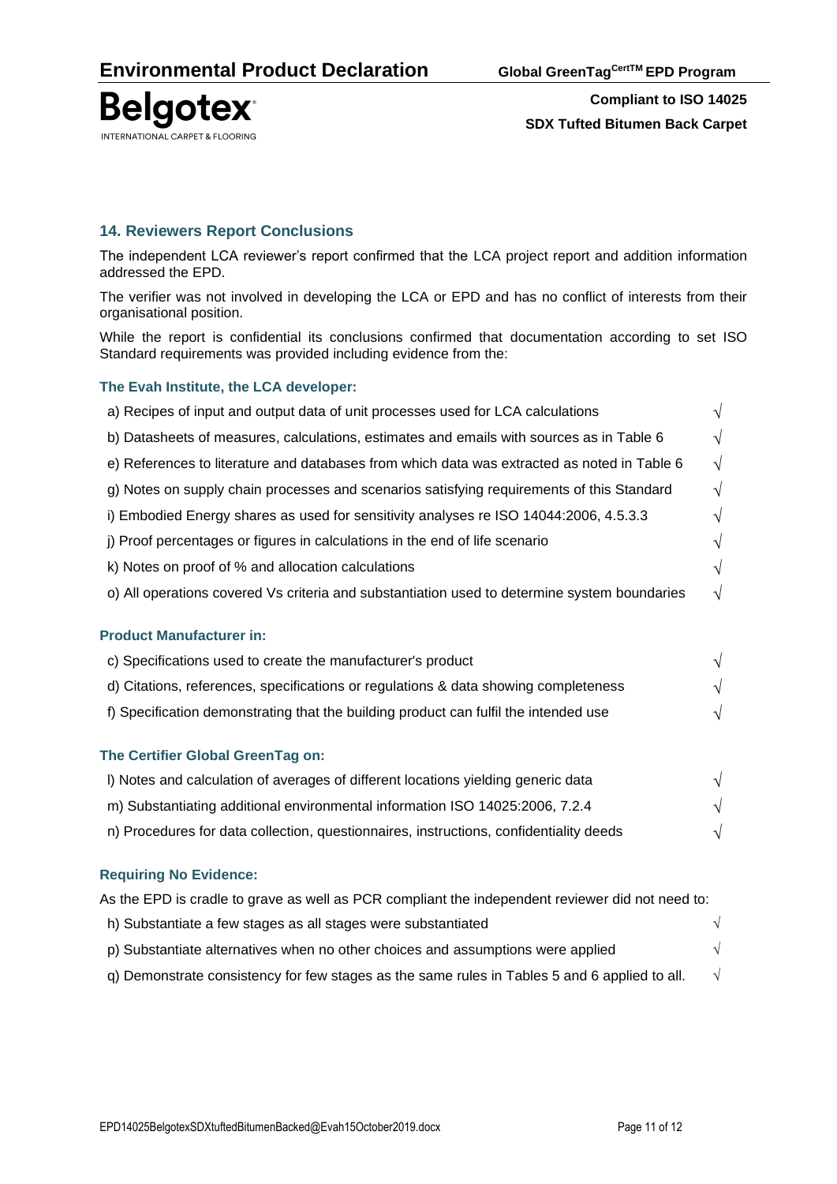## 14. Reviewers Report Conclusions

The independent LCA reviewer's report confirmed that the LCA project report and addition information addressed the EPD.

The verifier was not involved in developing the LCA or EPD and has no conflict of interests from their organisational position.

While the report is confidential its conclusions confirmed that documentation according to set ISO Standard requirements was provided including evidence from the:

### The Evah Institute, the LCA developer:

| | |
|---|---|
| a) Recipes of input and output data of unit processes used for LCA calculations | √ |
| b) Datasheets of measures, calculations, estimates and emails with sources as in Table 6 | √ |
| e) References to literature and databases from which data was extracted as noted in Table 6 | √ |
| g) Notes on supply chain processes and scenarios satisfying requirements of this Standard | √ |
| i) Embodied Energy shares as used for sensitivity analyses re ISO 14044:2006, 4.5.3.3 | √ |
| j) Proof percentages or figures in calculations in the end of life scenario | √ |
| k) Notes on proof of % and allocation calculations | √ |
| o) All operations covered Vs criteria and substantiation used to determine system boundaries | √ |

### Product Manufacturer in:

| | |
|---|---|
| c) Specifications used to create the manufacturer's product | √ |
| d) Citations, references, specifications or regulations & data showing completeness | √ |
| f) Specification demonstrating that the building product can fulfil the intended use | √ |

### The Certifier Global GreenTag on:

| | |
|---|---|
| l) Notes and calculation of averages of different locations yielding generic data | √ |
| m) Substantiating additional environmental information ISO 14025:2006, 7.2.4 | √ |
| n) Procedures for data collection, questionnaires, instructions, confidentiality deeds | √ |

### Requiring No Evidence:

As the EPD is cradle to grave as well as PCR compliant the independent reviewer did not need to:

| | |
|---|---|
| h) Substantiate a few stages as all stages were substantiated | √ |
| p) Substantiate alternatives when no other choices and assumptions were applied | √ |
| q) Demonstrate consistency for few stages as the same rules in Tables 5 and 6 applied to all. | √ |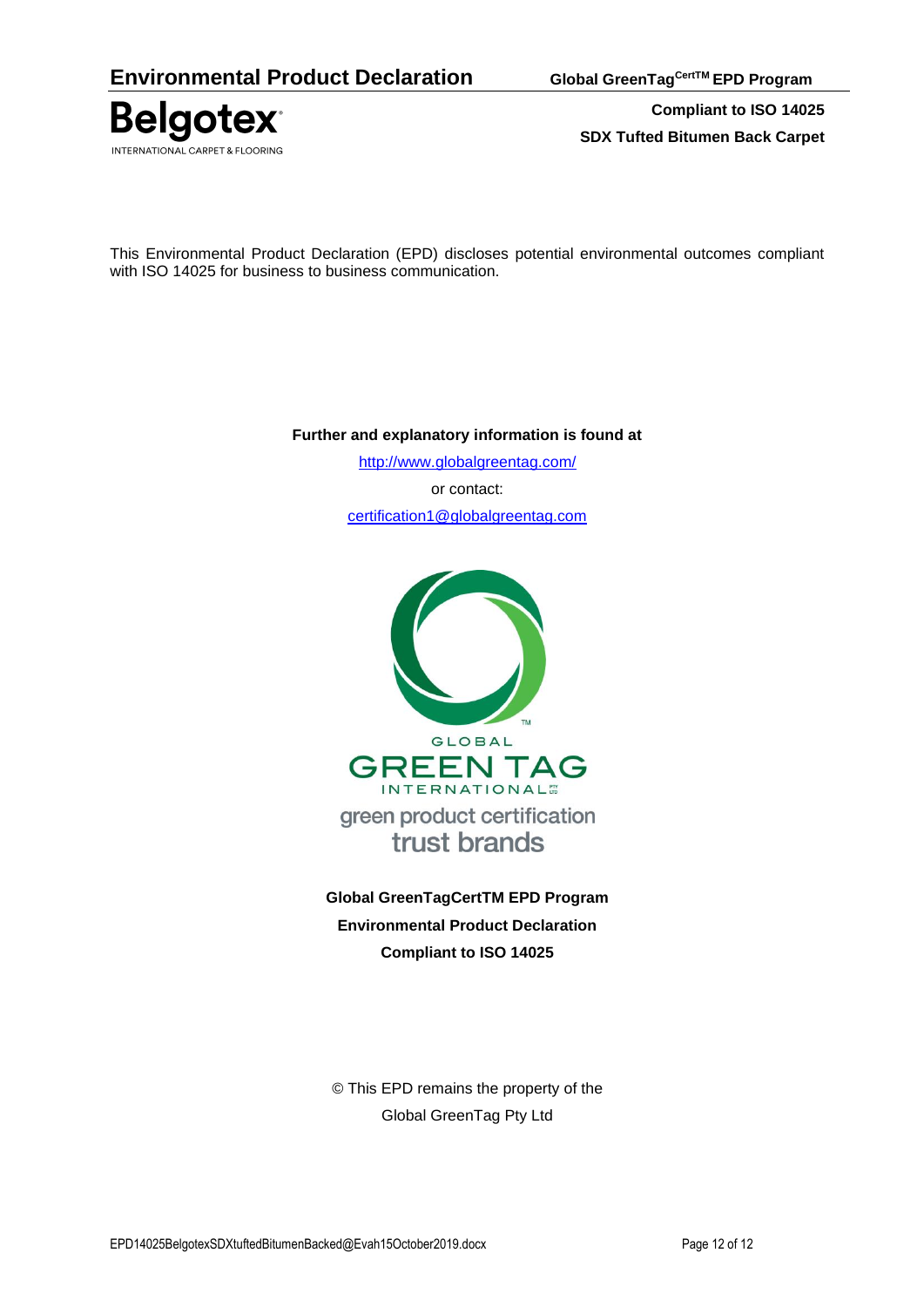This Environmental Product Declaration (EPD) discloses potential environmental outcomes compliant with ISO 14025 for business to business communication.

**Further and explanatory information is found at**

http://www.globalgreentag.com/

or contact:

certification1@globalgreentag.com

GLOBAL GREEN TAG INTERNATIONAL

green product certification
trust brands

**Global GreenTagCertTM EPD Program**

**Environmental Product Declaration**

**Compliant to ISO 14025**

© This EPD remains the property of the Global GreenTag Pty Ltd